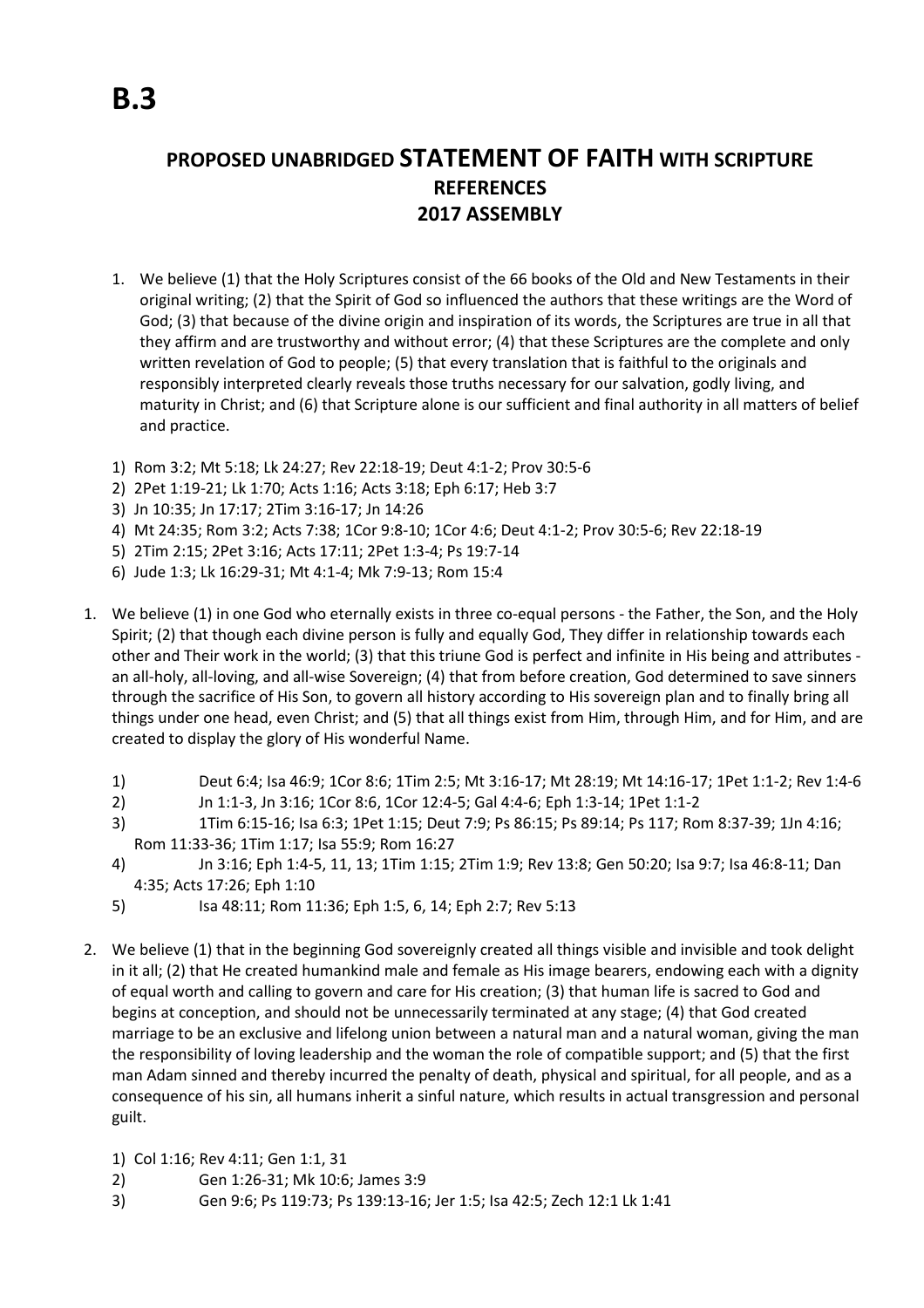# B.3

## PROPOSED UNABRIDGED STATEMENT OF FAITH WITH SCRIPTURE REFERENCES 2017 ASSEMBLY

1. We believe (1) that the Holy Scriptures consist of the 66 books of the Old and New Testaments in their original writing; (2) that the Spirit of God so influenced the authors that these writings are the Word of God; (3) that because of the divine origin and inspiration of its words, the Scriptures are true in all that they affirm and are trustworthy and without error; (4) that these Scriptures are the complete and only written revelation of God to people; (5) that every translation that is faithful to the originals and responsibly interpreted clearly reveals those truths necessary for our salvation, godly living, and maturity in Christ; and (6) that Scripture alone is our sufficient and final authority in all matters of belief and practice.

   1) Rom 3:2; Mt 5:18; Lk 24:27; Rev 22:18-19; Deut 4:1-2; Prov 30:5-6
   2) 2Pet 1:19-21; Lk 1:70; Acts 1:16; Acts 3:18; Eph 6:17; Heb 3:7
   3) Jn 10:35; Jn 17:17; 2Tim 3:16-17; Jn 14:26
   4) Mt 24:35; Rom 3:2; Acts 7:38; 1Cor 9:8-10; 1Cor 4:6; Deut 4:1-2; Prov 30:5-6; Rev 22:18-19
   5) 2Tim 2:15; 2Pet 3:16; Acts 17:11; 2Pet 1:3-4; Ps 19:7-14
   6) Jude 1:3; Lk 16:29-31; Mt 4:1-4; Mk 7:9-13; Rom 15:4

1. We believe (1) in one God who eternally exists in three co-equal persons - the Father, the Son, and the Holy Spirit; (2) that though each divine person is fully and equally God, They differ in relationship towards each other and Their work in the world; (3) that this triune God is perfect and infinite in His being and attributes - an all-holy, all-loving, and all-wise Sovereign; (4) that from before creation, God determined to save sinners through the sacrifice of His Son, to govern all history according to His sovereign plan and to finally bring all things under one head, even Christ; and (5) that all things exist from Him, through Him, and for Him, and are created to display the glory of His wonderful Name.

   1) Deut 6:4; Isa 46:9; 1Cor 8:6; 1Tim 2:5; Mt 3:16-17; Mt 28:19; Mt 14:16-17; 1Pet 1:1-2; Rev 1:4-6
   2) Jn 1:1-3, Jn 3:16; 1Cor 8:6, 1Cor 12:4-5; Gal 4:4-6; Eph 1:3-14; 1Pet 1:1-2
   3) 1Tim 6:15-16; Isa 6:3; 1Pet 1:15; Deut 7:9; Ps 86:15; Ps 89:14; Ps 117; Rom 8:37-39; 1Jn 4:16; Rom 11:33-36; 1Tim 1:17; Isa 55:9; Rom 16:27
   4) Jn 3:16; Eph 1:4-5, 11, 13; 1Tim 1:15; 2Tim 1:9; Rev 13:8; Gen 50:20; Isa 9:7; Isa 46:8-11; Dan 4:35; Acts 17:26; Eph 1:10
   5) Isa 48:11; Rom 11:36; Eph 1:5, 6, 14; Eph 2:7; Rev 5:13

2. We believe (1) that in the beginning God sovereignly created all things visible and invisible and took delight in it all; (2) that He created humankind male and female as His image bearers, endowing each with a dignity of equal worth and calling to govern and care for His creation; (3) that human life is sacred to God and begins at conception, and should not be unnecessarily terminated at any stage; (4) that God created marriage to be an exclusive and lifelong union between a natural man and a natural woman, giving the man the responsibility of loving leadership and the woman the role of compatible support; and (5) that the first man Adam sinned and thereby incurred the penalty of death, physical and spiritual, for all people, and as a consequence of his sin, all humans inherit a sinful nature, which results in actual transgression and personal guilt.

   1) Col 1:16; Rev 4:11; Gen 1:1, 31
   2) Gen 1:26-31; Mk 10:6; James 3:9
   3) Gen 9:6; Ps 119:73; Ps 139:13-16; Jer 1:5; Isa 42:5; Zech 12:1 Lk 1:41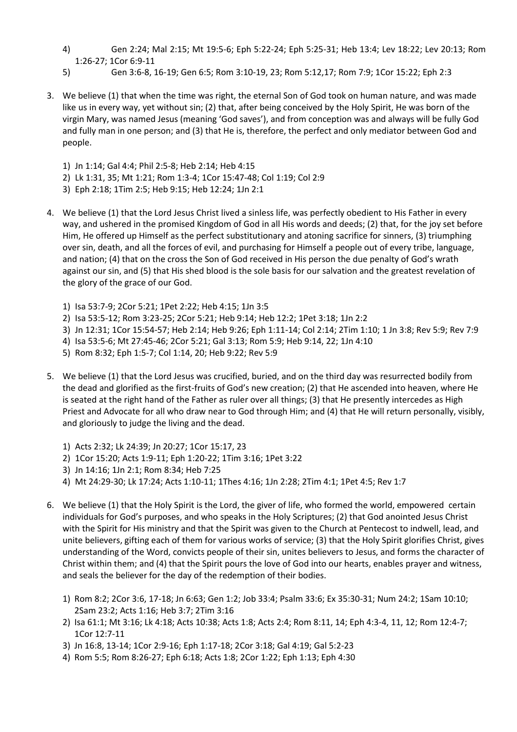4) Gen 2:24; Mal 2:15; Mt 19:5-6; Eph 5:22-24; Eph 5:25-31; Heb 13:4; Lev 18:22; Lev 20:13; Rom 1:26-27; 1Cor 6:9-11
5) Gen 3:6-8, 16-19; Gen 6:5; Rom 3:10-19, 23; Rom 5:12,17; Rom 7:9; 1Cor 15:22; Eph 2:3

3. We believe (1) that when the time was right, the eternal Son of God took on human nature, and was made like us in every way, yet without sin; (2) that, after being conceived by the Holy Spirit, He was born of the virgin Mary, was named Jesus (meaning 'God saves'), and from conception was and always will be fully God and fully man in one person; and (3) that He is, therefore, the perfect and only mediator between God and people.

   1) Jn 1:14; Gal 4:4; Phil 2:5-8; Heb 2:14; Heb 4:15
   2) Lk 1:31, 35; Mt 1:21; Rom 1:3-4; 1Cor 15:47-48; Col 1:19; Col 2:9
   3) Eph 2:18; 1Tim 2:5; Heb 9:15; Heb 12:24; 1Jn 2:1

4. We believe (1) that the Lord Jesus Christ lived a sinless life, was perfectly obedient to His Father in every way, and ushered in the promised Kingdom of God in all His words and deeds; (2) that, for the joy set before Him, He offered up Himself as the perfect substitutionary and atoning sacrifice for sinners, (3) triumphing over sin, death, and all the forces of evil, and purchasing for Himself a people out of every tribe, language, and nation; (4) that on the cross the Son of God received in His person the due penalty of God's wrath against our sin, and (5) that His shed blood is the sole basis for our salvation and the greatest revelation of the glory of the grace of our God.

   1) Isa 53:7-9; 2Cor 5:21; 1Pet 2:22; Heb 4:15; 1Jn 3:5
   2) Isa 53:5-12; Rom 3:23-25; 2Cor 5:21; Heb 9:14; Heb 12:2; 1Pet 3:18; 1Jn 2:2
   3) Jn 12:31; 1Cor 15:54-57; Heb 2:14; Heb 9:26; Eph 1:11-14; Col 2:14; 2Tim 1:10; 1 Jn 3:8; Rev 5:9; Rev 7:9
   4) Isa 53:5-6; Mt 27:45-46; 2Cor 5:21; Gal 3:13; Rom 5:9; Heb 9:14, 22; 1Jn 4:10
   5) Rom 8:32; Eph 1:5-7; Col 1:14, 20; Heb 9:22; Rev 5:9

5. We believe (1) that the Lord Jesus was crucified, buried, and on the third day was resurrected bodily from the dead and glorified as the first-fruits of God's new creation; (2) that He ascended into heaven, where He is seated at the right hand of the Father as ruler over all things; (3) that He presently intercedes as High Priest and Advocate for all who draw near to God through Him; and (4) that He will return personally, visibly, and gloriously to judge the living and the dead.

   1) Acts 2:32; Lk 24:39; Jn 20:27; 1Cor 15:17, 23
   2) 1Cor 15:20; Acts 1:9-11; Eph 1:20-22; 1Tim 3:16; 1Pet 3:22
   3) Jn 14:16; 1Jn 2:1; Rom 8:34; Heb 7:25
   4) Mt 24:29-30; Lk 17:24; Acts 1:10-11; 1Thes 4:16; 1Jn 2:28; 2Tim 4:1; 1Pet 4:5; Rev 1:7

6. We believe (1) that the Holy Spirit is the Lord, the giver of life, who formed the world, empowered certain individuals for God's purposes, and who speaks in the Holy Scriptures; (2) that God anointed Jesus Christ with the Spirit for His ministry and that the Spirit was given to the Church at Pentecost to indwell, lead, and unite believers, gifting each of them for various works of service; (3) that the Holy Spirit glorifies Christ, gives understanding of the Word, convicts people of their sin, unites believers to Jesus, and forms the character of Christ within them; and (4) that the Spirit pours the love of God into our hearts, enables prayer and witness, and seals the believer for the day of the redemption of their bodies.

   1) Rom 8:2; 2Cor 3:6, 17-18; Jn 6:63; Gen 1:2; Job 33:4; Psalm 33:6; Ex 35:30-31; Num 24:2; 1Sam 10:10; 2Sam 23:2; Acts 1:16; Heb 3:7; 2Tim 3:16
   2) Isa 61:1; Mt 3:16; Lk 4:18; Acts 10:38; Acts 1:8; Acts 2:4; Rom 8:11, 14; Eph 4:3-4, 11, 12; Rom 12:4-7; 1Cor 12:7-11
   3) Jn 16:8, 13-14; 1Cor 2:9-16; Eph 1:17-18; 2Cor 3:18; Gal 4:19; Gal 5:2-23
   4) Rom 5:5; Rom 8:26-27; Eph 6:18; Acts 1:8; 2Cor 1:22; Eph 1:13; Eph 4:30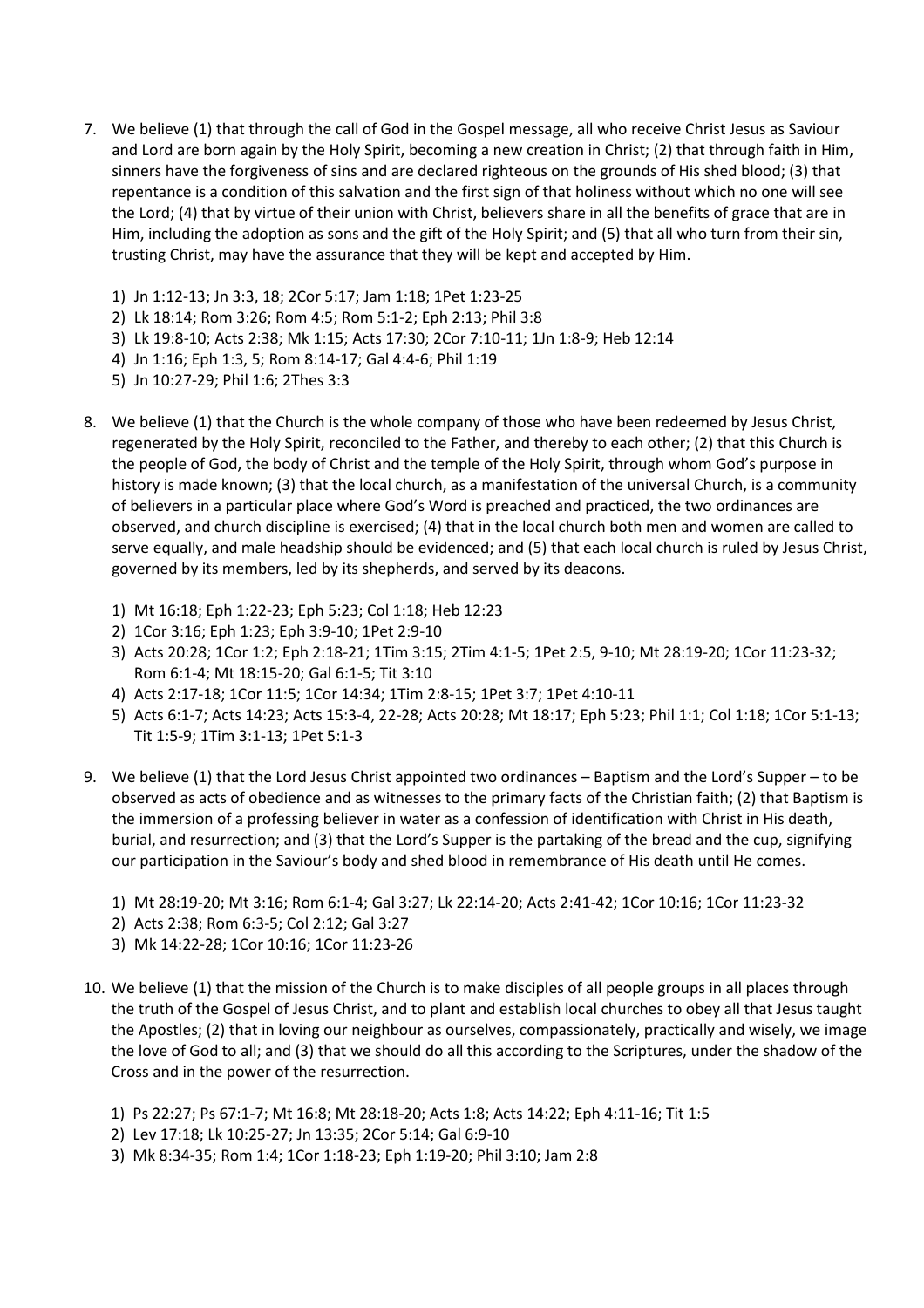7. We believe (1) that through the call of God in the Gospel message, all who receive Christ Jesus as Saviour and Lord are born again by the Holy Spirit, becoming a new creation in Christ; (2) that through faith in Him, sinners have the forgiveness of sins and are declared righteous on the grounds of His shed blood; (3) that repentance is a condition of this salvation and the first sign of that holiness without which no one will see the Lord; (4) that by virtue of their union with Christ, believers share in all the benefits of grace that are in Him, including the adoption as sons and the gift of the Holy Spirit; and (5) that all who turn from their sin, trusting Christ, may have the assurance that they will be kept and accepted by Him.

    1) Jn 1:12-13; Jn 3:3, 18; 2Cor 5:17; Jam 1:18; 1Pet 1:23-25
    2) Lk 18:14; Rom 3:26; Rom 4:5; Rom 5:1-2; Eph 2:13; Phil 3:8
    3) Lk 19:8-10; Acts 2:38; Mk 1:15; Acts 17:30; 2Cor 7:10-11; 1Jn 1:8-9; Heb 12:14
    4) Jn 1:16; Eph 1:3, 5; Rom 8:14-17; Gal 4:4-6; Phil 1:19
    5) Jn 10:27-29; Phil 1:6; 2Thes 3:3

8. We believe (1) that the Church is the whole company of those who have been redeemed by Jesus Christ, regenerated by the Holy Spirit, reconciled to the Father, and thereby to each other; (2) that this Church is the people of God, the body of Christ and the temple of the Holy Spirit, through whom God's purpose in history is made known; (3) that the local church, as a manifestation of the universal Church, is a community of believers in a particular place where God's Word is preached and practiced, the two ordinances are observed, and church discipline is exercised; (4) that in the local church both men and women are called to serve equally, and male headship should be evidenced; and (5) that each local church is ruled by Jesus Christ, governed by its members, led by its shepherds, and served by its deacons.

    1) Mt 16:18; Eph 1:22-23; Eph 5:23; Col 1:18; Heb 12:23
    2) 1Cor 3:16; Eph 1:23; Eph 3:9-10; 1Pet 2:9-10
    3) Acts 20:28; 1Cor 1:2; Eph 2:18-21; 1Tim 3:15; 2Tim 4:1-5; 1Pet 2:5, 9-10; Mt 28:19-20; 1Cor 11:23-32; Rom 6:1-4; Mt 18:15-20; Gal 6:1-5; Tit 3:10
    4) Acts 2:17-18; 1Cor 11:5; 1Cor 14:34; 1Tim 2:8-15; 1Pet 3:7; 1Pet 4:10-11
    5) Acts 6:1-7; Acts 14:23; Acts 15:3-4, 22-28; Acts 20:28; Mt 18:17; Eph 5:23; Phil 1:1; Col 1:18; 1Cor 5:1-13; Tit 1:5-9; 1Tim 3:1-13; 1Pet 5:1-3

9. We believe (1) that the Lord Jesus Christ appointed two ordinances – Baptism and the Lord's Supper – to be observed as acts of obedience and as witnesses to the primary facts of the Christian faith; (2) that Baptism is the immersion of a professing believer in water as a confession of identification with Christ in His death, burial, and resurrection; and (3) that the Lord's Supper is the partaking of the bread and the cup, signifying our participation in the Saviour's body and shed blood in remembrance of His death until He comes.

    1) Mt 28:19-20; Mt 3:16; Rom 6:1-4; Gal 3:27; Lk 22:14-20; Acts 2:41-42; 1Cor 10:16; 1Cor 11:23-32
    2) Acts 2:38; Rom 6:3-5; Col 2:12; Gal 3:27
    3) Mk 14:22-28; 1Cor 10:16; 1Cor 11:23-26

10. We believe (1) that the mission of the Church is to make disciples of all people groups in all places through the truth of the Gospel of Jesus Christ, and to plant and establish local churches to obey all that Jesus taught the Apostles; (2) that in loving our neighbour as ourselves, compassionately, practically and wisely, we image the love of God to all; and (3) that we should do all this according to the Scriptures, under the shadow of the Cross and in the power of the resurrection.

    1) Ps 22:27; Ps 67:1-7; Mt 16:8; Mt 28:18-20; Acts 1:8; Acts 14:22; Eph 4:11-16; Tit 1:5
    2) Lev 17:18; Lk 10:25-27; Jn 13:35; 2Cor 5:14; Gal 6:9-10
    3) Mk 8:34-35; Rom 1:4; 1Cor 1:18-23; Eph 1:19-20; Phil 3:10; Jam 2:8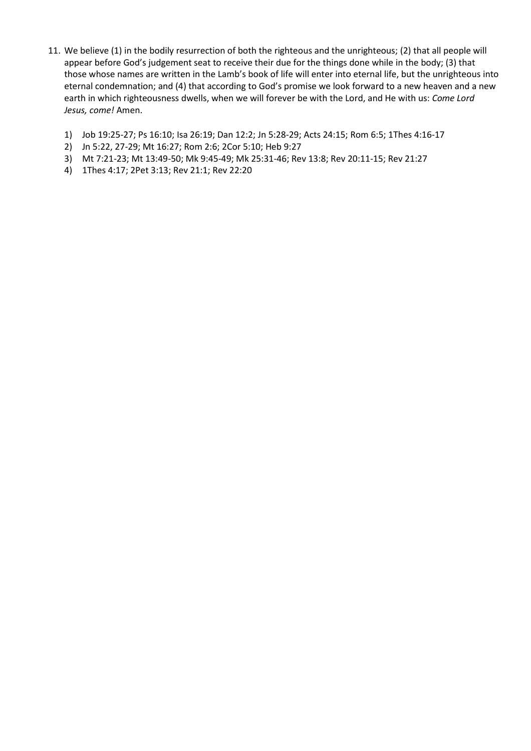11. We believe (1) in the bodily resurrection of both the righteous and the unrighteous; (2) that all people will appear before God's judgement seat to receive their due for the things done while in the body; (3) that those whose names are written in the Lamb's book of life will enter into eternal life, but the unrighteous into eternal condemnation; and (4) that according to God's promise we look forward to a new heaven and a new earth in which righteousness dwells, when we will forever be with the Lord, and He with us: *Come Lord Jesus, come!* Amen.

    1) Job 19:25-27; Ps 16:10; Isa 26:19; Dan 12:2; Jn 5:28-29; Acts 24:15; Rom 6:5; 1Thes 4:16-17
    2) Jn 5:22, 27-29; Mt 16:27; Rom 2:6; 2Cor 5:10; Heb 9:27
    3) Mt 7:21-23; Mt 13:49-50; Mk 9:45-49; Mk 25:31-46; Rev 13:8; Rev 20:11-15; Rev 21:27
    4) 1Thes 4:17; 2Pet 3:13; Rev 21:1; Rev 22:20